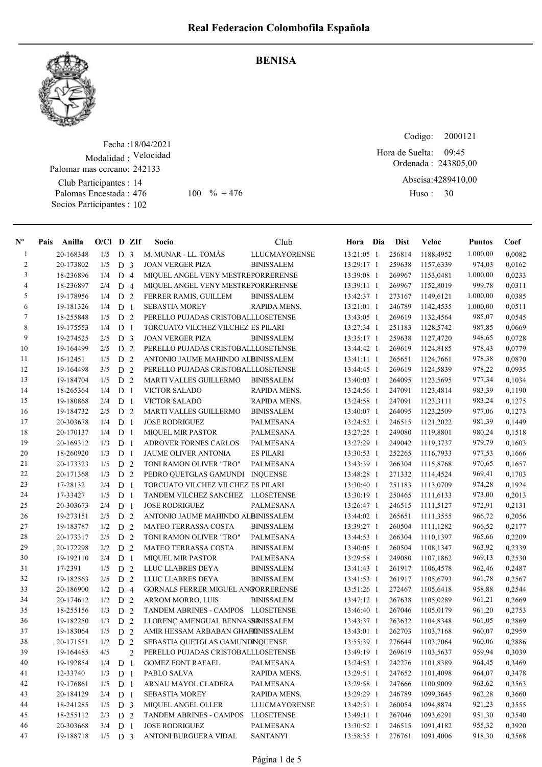# Real Federacion Colombofila Española

## BENISA

Fecha :18/04/2021
Modalidad : Velocidad
Palomar mas cercano: 242133
Club Participantes : 14
Palomas Encestada : 476 100 % = 476
Socios Participantes : 102

Codigo: 2000121
Hora de Suelta: 09:45
Ordenada : 243805,00
Abscisa:4289410,00
Huso : 30

| Nº | Pais | Anilla | O/Cl | D | ZIf | Socio | Club | Hora | Dia | Dist | Veloc | Puntos | Coef |
|---|---|---|---|---|---|---|---|---|---|---|---|---|---|
| 1 | | 20-168348 | 1/5 | D | 3 | M. MUNAR - LL. TOMÀS | LLUCMAYORENSE | 13:21:05 | 1 | 256814 | 1188,4952 | 1.000,00 | 0,0082 |
| 2 | | 20-173802 | 1/5 | D | 3 | JOAN VERGER PIZA | BINISSALEM | 13:29:17 | 1 | 259638 | 1157,6339 | 974,03 | 0,0162 |
| 3 | | 18-236896 | 1/4 | D | 4 | MIQUEL ANGEL VENY MESTRE | PORRERENSE | 13:39:08 | 1 | 269967 | 1153,0481 | 1.000,00 | 0,0233 |
| 4 | | 18-236897 | 2/4 | D | 4 | MIQUEL ANGEL VENY MESTRE | PORRERENSE | 13:39:11 | 1 | 269967 | 1152,8019 | 999,78 | 0,0311 |
| 5 | | 19-178956 | 1/4 | D | 2 | FERRER RAMIS, GUILLEM | BINISSALEM | 13:42:37 | 1 | 273167 | 1149,6121 | 1.000,00 | 0,0385 |
| 6 | | 19-181326 | 1/4 | D | 1 | SEBASTIA MOREY | RAPIDA MENS. | 13:21:01 | 1 | 246789 | 1142,4535 | 1.000,00 | 0,0511 |
| 7 | | 18-255848 | 1/5 | D | 2 | PERELLO PUJADAS CRISTOBAL | LLOSETENSE | 13:43:05 | 1 | 269619 | 1132,4564 | 985,07 | 0,0545 |
| 8 | | 19-175553 | 1/4 | D | 1 | TORCUATO VILCHEZ VILCHEZ | ES PILARI | 13:27:34 | 1 | 251183 | 1128,5742 | 987,85 | 0,0669 |
| 9 | | 19-274525 | 2/5 | D | 3 | JOAN VERGER PIZA | BINISSALEM | 13:35:17 | 1 | 259638 | 1127,4720 | 948,65 | 0,0728 |
| 10 | | 19-164499 | 2/5 | D | 2 | PERELLO PUJADAS CRISTOBAL | LLOSETENSE | 13:44:42 | 1 | 269619 | 1124,8185 | 978,43 | 0,0779 |
| 11 | | 16-12451 | 1/5 | D | 2 | ANTONIO JAUME MAHINDO ALB | BINISSALEM | 13:41:11 | 1 | 265651 | 1124,7661 | 978,38 | 0,0870 |
| 12 | | 19-164498 | 3/5 | D | 2 | PERELLO PUJADAS CRISTOBAL | LLOSETENSE | 13:44:45 | 1 | 269619 | 1124,5839 | 978,22 | 0,0935 |
| 13 | | 19-184704 | 1/5 | D | 2 | MARTI VALLES GUILLERMO | BINISSALEM | 13:40:03 | 1 | 264095 | 1123,5695 | 977,34 | 0,1034 |
| 14 | | 18-265364 | 1/4 | D | 1 | VICTOR SALADO | RAPIDA MENS. | 13:24:56 | 1 | 247091 | 1123,4814 | 983,39 | 0,1190 |
| 15 | | 19-180868 | 2/4 | D | 1 | VICTOR SALADO | RAPIDA MENS. | 13:24:58 | 1 | 247091 | 1123,3111 | 983,24 | 0,1275 |
| 16 | | 19-184732 | 2/5 | D | 2 | MARTI VALLES GUILLERMO | BINISSALEM | 13:40:07 | 1 | 264095 | 1123,2509 | 977,06 | 0,1273 |
| 17 | | 20-303678 | 1/4 | D | 1 | JOSE RODRIGUEZ | PALMESANA | 13:24:52 | 1 | 246515 | 1121,2022 | 981,39 | 0,1449 |
| 18 | | 20-170137 | 1/4 | D | 1 | MIQUEL MIR PASTOR | PALMESANA | 13:27:25 | 1 | 249080 | 1119,8801 | 980,24 | 0,1518 |
| 19 | | 20-169312 | 1/3 | D | 1 | ADROVER FORNES CARLOS | PALMESANA | 13:27:29 | 1 | 249042 | 1119,3737 | 979,79 | 0,1603 |
| 20 | | 18-260920 | 1/3 | D | 1 | JAUME OLIVER ANTONIA | ES PILARI | 13:30:53 | 1 | 252265 | 1116,7933 | 977,53 | 0,1666 |
| 21 | | 20-173323 | 1/5 | D | 2 | TONI RAMON OLIVER "TRO" | PALMESANA | 13:43:39 | 1 | 266304 | 1115,8768 | 970,65 | 0,1657 |
| 22 | | 20-171368 | 1/3 | D | 2 | PEDRO QUETGLAS GAMUNDI | INQUENSE | 13:48:28 | 1 | 271332 | 1114,4524 | 969,41 | 0,1703 |
| 23 | | 17-28132 | 2/4 | D | 1 | TORCUATO VILCHEZ VILCHEZ | ES PILARI | 13:30:40 | 1 | 251183 | 1113,0709 | 974,28 | 0,1924 |
| 24 | | 17-33427 | 1/5 | D | 1 | TANDEM VILCHEZ SANCHEZ | LLOSETENSE | 13:30:19 | 1 | 250465 | 1111,6133 | 973,00 | 0,2013 |
| 25 | | 20-303673 | 2/4 | D | 1 | JOSE RODRIGUEZ | PALMESANA | 13:26:47 | 1 | 246515 | 1111,5127 | 972,91 | 0,2131 |
| 26 | | 19-273151 | 2/5 | D | 2 | ANTONIO JAUME MAHINDO ALB | BINISSALEM | 13:44:02 | 1 | 265651 | 1111,3555 | 966,72 | 0,2056 |
| 27 | | 19-183787 | 1/2 | D | 2 | MATEO TERRASSA COSTA | BINISSALEM | 13:39:27 | 1 | 260504 | 1111,1282 | 966,52 | 0,2177 |
| 28 | | 20-173317 | 2/5 | D | 2 | TONI RAMON OLIVER "TRO" | PALMESANA | 13:44:53 | 1 | 266304 | 1110,1397 | 965,66 | 0,2209 |
| 29 | | 20-172298 | 2/2 | D | 2 | MATEO TERRASSA COSTA | BINISSALEM | 13:40:05 | 1 | 260504 | 1108,1347 | 963,92 | 0,2339 |
| 30 | | 19-192110 | 2/4 | D | 1 | MIQUEL MIR PASTOR | PALMESANA | 13:29:58 | 1 | 249080 | 1107,1862 | 969,13 | 0,2530 |
| 31 | | 17-2391 | 1/5 | D | 2 | LLUC LLABRES DEYA | BINISSALEM | 13:41:43 | 1 | 261917 | 1106,4578 | 962,46 | 0,2487 |
| 32 | | 19-182563 | 2/5 | D | 2 | LLUC LLABRES DEYA | BINISSALEM | 13:41:53 | 1 | 261917 | 1105,6793 | 961,78 | 0,2567 |
| 33 | | 20-186900 | 1/2 | D | 4 | GORNALS FERRER MIGUEL ANG | PORRERENSE | 13:51:26 | 1 | 272467 | 1105,6418 | 958,88 | 0,2544 |
| 34 | | 20-174612 | 1/2 | D | 2 | ARROM MORRO, LUIS | BINISSALEM | 13:47:12 | 1 | 267638 | 1105,0289 | 961,21 | 0,2669 |
| 35 | | 18-255156 | 1/3 | D | 2 | TANDEM ABRINES - CAMPOS | LLOSETENSE | 13:46:40 | 1 | 267046 | 1105,0179 | 961,20 | 0,2753 |
| 36 | | 19-182250 | 1/3 | D | 2 | LLORENÇ AMENGUAL BENNASAR | BINISSALEM | 13:43:37 | 1 | 263632 | 1104,8348 | 961,05 | 0,2869 |
| 37 | | 19-183064 | 1/5 | D | 2 | AMIR HESSAM ARBABAN GHAFO | BINISSALEM | 13:43:01 | 1 | 262703 | 1103,7168 | 960,07 | 0,2959 |
| 38 | | 20-171551 | 1/2 | D | 2 | SEBASTIA QUETGLAS GAMUNDI | INQUENSE | 13:55:39 | 1 | 276644 | 1103,7064 | 960,06 | 0,2886 |
| 39 | | 19-164485 | 4/5 | | 2 | PERELLO PUJADAS CRISTOBAL | LLOSETENSE | 13:49:19 | 1 | 269619 | 1103,5637 | 959,94 | 0,3039 |
| 40 | | 19-192854 | 1/4 | D | 1 | GOMEZ FONT RAFAEL | PALMESANA | 13:24:53 | 1 | 242276 | 1101,8389 | 964,45 | 0,3469 |
| 41 | | 12-33740 | 1/3 | D | 1 | PABLO SALVA | RAPIDA MENS. | 13:29:51 | 1 | 247652 | 1101,4098 | 964,07 | 0,3478 |
| 42 | | 19-176861 | 1/5 | D | 1 | ARNAU MAYOL CLADERA | PALMESANA | 13:29:58 | 1 | 247666 | 1100,9009 | 963,62 | 0,3563 |
| 43 | | 20-184129 | 2/4 | D | 1 | SEBASTIA MOREY | RAPIDA MENS. | 13:29:29 | 1 | 246789 | 1099,3645 | 962,28 | 0,3660 |
| 44 | | 18-241285 | 1/5 | D | 3 | MIQUEL ANGEL OLLER | LLUCMAYORENSE | 13:42:31 | 1 | 260054 | 1094,8874 | 921,23 | 0,3555 |
| 45 | | 18-255112 | 2/3 | D | 2 | TANDEM ABRINES - CAMPOS | LLOSETENSE | 13:49:11 | 1 | 267046 | 1093,6291 | 951,30 | 0,3540 |
| 46 | | 20-303668 | 3/4 | D | 1 | JOSE RODRIGUEZ | PALMESANA | 13:30:52 | 1 | 246515 | 1091,4182 | 955,32 | 0,3920 |
| 47 | | 19-188718 | 1/5 | D | 3 | ANTONI BURGUERA VIDAL | SANTANYI | 13:58:35 | 1 | 276761 | 1091,4006 | 918,30 | 0,3568 |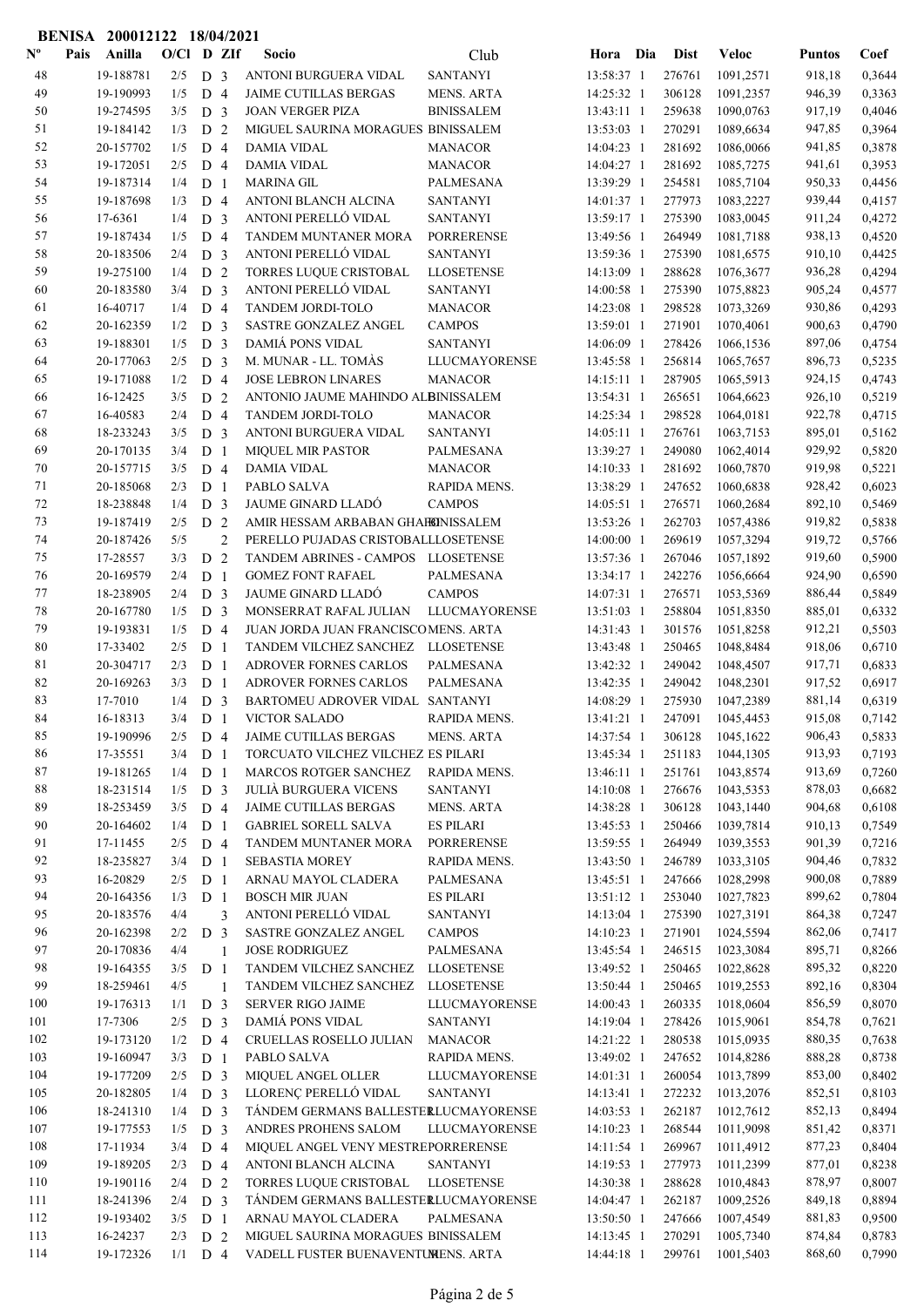**BENISA 200012122 18/04/2021**

| Nº | Pais | Anilla | O/Cl | D | ZIf | Socio | Club | Hora | Dia | Dist | Veloc | Puntos | Coef |
|---|---|---|---|---|---|---|---|---|---|---|---|---|---|
| 48 | | 19-188781 | 2/5 | D | 3 | ANTONI BURGUERA VIDAL | SANTANYI | 13:58:37 | 1 | 276761 | 1091,2571 | 918,18 | 0,3644 |
| 49 | | 19-190993 | 1/5 | D | 4 | JAIME CUTILLAS BERGAS | MENS. ARTA | 14:25:32 | 1 | 306128 | 1091,2357 | 946,39 | 0,3363 |
| 50 | | 19-274595 | 3/5 | D | 3 | JOAN VERGER PIZA | BINISSALEM | 13:43:11 | 1 | 259638 | 1090,0763 | 917,19 | 0,4046 |
| 51 | | 19-184142 | 1/3 | D | 2 | MIGUEL SAURINA MORAGUES | BINISSALEM | 13:53:03 | 1 | 270291 | 1089,6634 | 947,85 | 0,3964 |
| 52 | | 20-157702 | 1/5 | D | 4 | DAMIA VIDAL | MANACOR | 14:04:23 | 1 | 281692 | 1086,0066 | 941,85 | 0,3878 |
| 53 | | 19-172051 | 2/5 | D | 4 | DAMIA VIDAL | MANACOR | 14:04:27 | 1 | 281692 | 1085,7275 | 941,61 | 0,3953 |
| 54 | | 19-187314 | 1/4 | D | 1 | MARINA GIL | PALMESANA | 13:39:29 | 1 | 254581 | 1085,7104 | 950,33 | 0,4456 |
| 55 | | 19-187698 | 1/3 | D | 4 | ANTONI BLANCH ALCINA | SANTANYI | 14:01:37 | 1 | 277973 | 1083,2227 | 939,44 | 0,4157 |
| 56 | | 17-6361 | 1/4 | D | 3 | ANTONI PERELLÓ VIDAL | SANTANYI | 13:59:17 | 1 | 275390 | 1083,0045 | 911,24 | 0,4272 |
| 57 | | 19-187434 | 1/5 | D | 4 | TANDEM MUNTANER MORA | PORRERENSE | 13:49:56 | 1 | 264949 | 1081,7188 | 938,13 | 0,4520 |
| 58 | | 20-183506 | 2/4 | D | 3 | ANTONI PERELLÓ VIDAL | SANTANYI | 13:59:36 | 1 | 275390 | 1081,6575 | 910,10 | 0,4425 |
| 59 | | 19-275100 | 1/4 | D | 2 | TORRES LUQUE CRISTOBAL | LLOSETENSE | 14:13:09 | 1 | 288628 | 1076,3677 | 936,28 | 0,4294 |
| 60 | | 20-183580 | 3/4 | D | 3 | ANTONI PERELLÓ VIDAL | SANTANYI | 14:00:58 | 1 | 275390 | 1075,8823 | 905,24 | 0,4577 |
| 61 | | 16-40717 | 1/4 | D | 4 | TANDEM JORDI-TOLO | MANACOR | 14:23:08 | 1 | 298528 | 1073,3269 | 930,86 | 0,4293 |
| 62 | | 20-162359 | 1/2 | D | 3 | SASTRE GONZALEZ ANGEL | CAMPOS | 13:59:01 | 1 | 271901 | 1070,4061 | 900,63 | 0,4790 |
| 63 | | 19-188301 | 1/5 | D | 3 | DAMIÁ PONS VIDAL | SANTANYI | 14:06:09 | 1 | 278426 | 1066,1536 | 897,06 | 0,4754 |
| 64 | | 20-177063 | 2/5 | D | 3 | M. MUNAR - LL. TOMÀS | LLUCMAYORENSE | 13:45:58 | 1 | 256814 | 1065,7657 | 896,73 | 0,5235 |
| 65 | | 19-171088 | 1/2 | D | 4 | JOSE LEBRON LINARES | MANACOR | 14:15:11 | 1 | 287905 | 1065,5913 | 924,15 | 0,4743 |
| 66 | | 16-12425 | 3/5 | D | 2 | ANTONIO JAUME MAHINDO AL | BINISSALEM | 13:54:31 | 1 | 265651 | 1064,6623 | 926,10 | 0,5219 |
| 67 | | 16-40583 | 2/4 | D | 4 | TANDEM JORDI-TOLO | MANACOR | 14:25:34 | 1 | 298528 | 1064,0181 | 922,78 | 0,4715 |
| 68 | | 18-233243 | 3/5 | D | 3 | ANTONI BURGUERA VIDAL | SANTANYI | 14:05:11 | 1 | 276761 | 1063,7153 | 895,01 | 0,5162 |
| 69 | | 20-170135 | 3/4 | D | 1 | MIQUEL MIR PASTOR | PALMESANA | 13:39:27 | 1 | 249080 | 1062,4014 | 929,92 | 0,5820 |
| 70 | | 20-157715 | 3/5 | D | 4 | DAMIA VIDAL | MANACOR | 14:10:33 | 1 | 281692 | 1060,7870 | 919,98 | 0,5221 |
| 71 | | 20-185068 | 2/3 | D | 1 | PABLO SALVA | RAPIDA MENS. | 13:38:29 | 1 | 247652 | 1060,6838 | 928,42 | 0,6023 |
| 72 | | 18-238848 | 1/4 | D | 3 | JAUME GINARD LLADÓ | CAMPOS | 14:05:51 | 1 | 276571 | 1060,2684 | 892,10 | 0,5469 |
| 73 | | 19-187419 | 2/5 | D | 2 | AMIR HESSAM ARBABAN GHAF | BINISSALEM | 13:53:26 | 1 | 262703 | 1057,4386 | 919,82 | 0,5838 |
| 74 | | 20-187426 | 5/5 | | 2 | PERELLO PUJADAS CRISTOBAL | LLOSETENSE | 14:00:00 | 1 | 269619 | 1057,3294 | 919,72 | 0,5766 |
| 75 | | 17-28557 | 3/3 | D | 2 | TANDEM ABRINES - CAMPOS | LLOSETENSE | 13:57:36 | 1 | 267046 | 1057,1892 | 919,60 | 0,5900 |
| 76 | | 20-169579 | 2/4 | D | 1 | GOMEZ FONT RAFAEL | PALMESANA | 13:34:17 | 1 | 242276 | 1056,6664 | 924,90 | 0,6590 |
| 77 | | 18-238905 | 2/4 | D | 3 | JAUME GINARD LLADÓ | CAMPOS | 14:07:31 | 1 | 276571 | 1053,5369 | 886,44 | 0,5849 |
| 78 | | 20-167780 | 1/5 | D | 3 | MONSERRAT RAFAL JULIAN | LLUCMAYORENSE | 13:51:03 | 1 | 258804 | 1051,8350 | 885,01 | 0,6332 |
| 79 | | 19-193831 | 1/5 | D | 4 | JUAN JORDA JUAN FRANCISCO | MENS. ARTA | 14:31:43 | 1 | 301576 | 1051,8258 | 912,21 | 0,5503 |
| 80 | | 17-33402 | 2/5 | D | 1 | TANDEM VILCHEZ SANCHEZ | LLOSETENSE | 13:43:48 | 1 | 250465 | 1048,8484 | 918,06 | 0,6710 |
| 81 | | 20-304717 | 2/3 | D | 1 | ADROVER FORNES CARLOS | PALMESANA | 13:42:32 | 1 | 249042 | 1048,4507 | 917,71 | 0,6833 |
| 82 | | 20-169263 | 3/3 | D | 1 | ADROVER FORNES CARLOS | PALMESANA | 13:42:35 | 1 | 249042 | 1048,2301 | 917,52 | 0,6917 |
| 83 | | 17-7010 | 1/4 | D | 3 | BARTOMEU ADROVER VIDAL | SANTANYI | 14:08:29 | 1 | 275930 | 1047,2389 | 881,14 | 0,6319 |
| 84 | | 16-18313 | 3/4 | D | 1 | VICTOR SALADO | RAPIDA MENS. | 13:41:21 | 1 | 247091 | 1045,4453 | 915,08 | 0,7142 |
| 85 | | 19-190996 | 2/5 | D | 4 | JAIME CUTILLAS BERGAS | MENS. ARTA | 14:37:54 | 1 | 306128 | 1045,1622 | 906,43 | 0,5833 |
| 86 | | 17-35551 | 3/4 | D | 1 | TORCUATO VILCHEZ VILCHEZ | ES PILARI | 13:45:34 | 1 | 251183 | 1044,1305 | 913,93 | 0,7193 |
| 87 | | 19-181265 | 1/4 | D | 1 | MARCOS ROTGER SANCHEZ | RAPIDA MENS. | 13:46:11 | 1 | 251761 | 1043,8574 | 913,69 | 0,7260 |
| 88 | | 18-231514 | 1/5 | D | 3 | JULIÀ BURGUERA VICENS | SANTANYI | 14:10:08 | 1 | 276676 | 1043,5353 | 878,03 | 0,6682 |
| 89 | | 18-253459 | 3/5 | D | 4 | JAIME CUTILLAS BERGAS | MENS. ARTA | 14:38:28 | 1 | 306128 | 1043,1440 | 904,68 | 0,6108 |
| 90 | | 20-164602 | 1/4 | D | 1 | GABRIEL SORELL SALVA | ES PILARI | 13:45:53 | 1 | 250466 | 1039,7814 | 910,13 | 0,7549 |
| 91 | | 17-11455 | 2/5 | D | 4 | TANDEM MUNTANER MORA | PORRERENSE | 13:59:55 | 1 | 264949 | 1039,3553 | 901,39 | 0,7216 |
| 92 | | 18-235827 | 3/4 | D | 1 | SEBASTIA MOREY | RAPIDA MENS. | 13:43:50 | 1 | 246789 | 1033,3105 | 904,46 | 0,7832 |
| 93 | | 16-20829 | 2/5 | D | 1 | ARNAU MAYOL CLADERA | PALMESANA | 13:45:51 | 1 | 247666 | 1028,2998 | 900,08 | 0,7889 |
| 94 | | 20-164356 | 1/3 | D | 1 | BOSCH MIR JUAN | ES PILARI | 13:51:12 | 1 | 253040 | 1027,7823 | 899,62 | 0,7804 |
| 95 | | 20-183576 | 4/4 | | 3 | ANTONI PERELLÓ VIDAL | SANTANYI | 14:13:04 | 1 | 275390 | 1027,3191 | 864,38 | 0,7247 |
| 96 | | 20-162398 | 2/2 | D | 3 | SASTRE GONZALEZ ANGEL | CAMPOS | 14:10:23 | 1 | 271901 | 1024,5594 | 862,06 | 0,7417 |
| 97 | | 20-170836 | 4/4 | | 1 | JOSE RODRIGUEZ | PALMESANA | 13:45:54 | 1 | 246515 | 1023,3084 | 895,71 | 0,8266 |
| 98 | | 19-164355 | 3/5 | D | 1 | TANDEM VILCHEZ SANCHEZ | LLOSETENSE | 13:49:52 | 1 | 250465 | 1022,8628 | 895,32 | 0,8220 |
| 99 | | 18-259461 | 4/5 | | 1 | TANDEM VILCHEZ SANCHEZ | LLOSETENSE | 13:50:44 | 1 | 250465 | 1019,2553 | 892,16 | 0,8304 |
| 100 | | 19-176313 | 1/1 | D | 3 | SERVER RIGO JAIME | LLUCMAYORENSE | 14:00:43 | 1 | 260335 | 1018,0604 | 856,59 | 0,8070 |
| 101 | | 17-7306 | 2/5 | D | 3 | DAMIÁ PONS VIDAL | SANTANYI | 14:19:04 | 1 | 278426 | 1015,9061 | 854,78 | 0,7621 |
| 102 | | 19-173120 | 1/2 | D | 4 | CRUELLAS ROSELLO JULIAN | MANACOR | 14:21:22 | 1 | 280538 | 1015,0935 | 880,35 | 0,7638 |
| 103 | | 19-160947 | 3/3 | D | 1 | PABLO SALVA | RAPIDA MENS. | 13:49:02 | 1 | 247652 | 1014,8286 | 888,28 | 0,8738 |
| 104 | | 19-177209 | 2/5 | D | 3 | MIQUEL ANGEL OLLER | LLUCMAYORENSE | 14:01:31 | 1 | 260054 | 1013,7899 | 853,00 | 0,8402 |
| 105 | | 20-182805 | 1/4 | D | 3 | LLORENÇ PERELLÓ VIDAL | SANTANYI | 14:13:41 | 1 | 272232 | 1013,2076 | 852,51 | 0,8103 |
| 106 | | 18-241310 | 1/4 | D | 3 | TÁNDEM GERMANS BALLESTER | LLUCMAYORENSE | 14:03:53 | 1 | 262187 | 1012,7612 | 852,13 | 0,8494 |
| 107 | | 19-177553 | 1/5 | D | 3 | ANDRES PROHENS SALOM | LLUCMAYORENSE | 14:10:23 | 1 | 268544 | 1011,9098 | 851,42 | 0,8371 |
| 108 | | 17-11934 | 3/4 | D | 4 | MIQUEL ANGEL VENY MESTRE | PORRERENSE | 14:11:54 | 1 | 269967 | 1011,4912 | 877,23 | 0,8404 |
| 109 | | 19-189205 | 2/3 | D | 4 | ANTONI BLANCH ALCINA | SANTANYI | 14:19:53 | 1 | 277973 | 1011,2399 | 877,01 | 0,8238 |
| 110 | | 19-190116 | 2/4 | D | 2 | TORRES LUQUE CRISTOBAL | LLOSETENSE | 14:30:38 | 1 | 288628 | 1010,4843 | 878,97 | 0,8007 |
| 111 | | 18-241396 | 2/4 | D | 3 | TÁNDEM GERMANS BALLESTER | LLUCMAYORENSE | 14:04:47 | 1 | 262187 | 1009,2526 | 849,18 | 0,8894 |
| 112 | | 19-193402 | 3/5 | D | 1 | ARNAU MAYOL CLADERA | PALMESANA | 13:50:51 | 1 | 247666 | 1007,4549 | 881,83 | 0,9500 |
| 113 | | 16-24237 | 2/3 | D | 2 | MIGUEL SAURINA MORAGUES | BINISSALEM | 14:13:45 | 1 | 270291 | 1005,7340 | 874,84 | 0,8783 |
| 114 | | 19-172326 | 1/1 | D | 4 | VADELL FUSTER BUENAVENTUR | MENS. ARTA | 14:44:18 | 1 | 299761 | 1001,5403 | 868,60 | 0,7990 |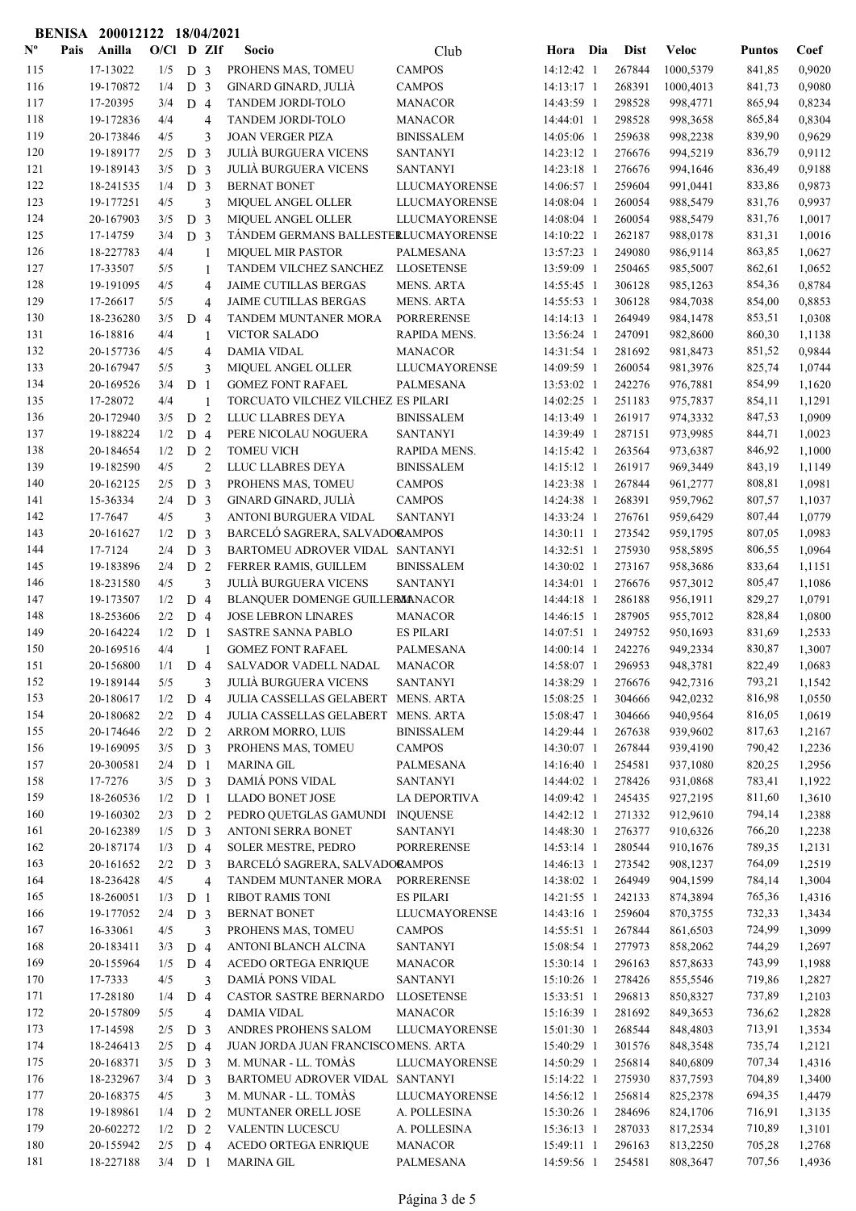**BENISA 200012122 18/04/2021**

| Nº | Pais | Anilla | O/Cl | D | ZIf | Socio | Club | Hora | Dia | Dist | Veloc | Puntos | Coef |
|---|---|---|---|---|---|---|---|---|---|---|---|---|---|
| 115 | | 17-13022 | 1/5 | D | 3 | PROHENS MAS, TOMEU | CAMPOS | 14:12:42 | 1 | 267844 | 1000,5379 | 841,85 | 0,9020 |
| 116 | | 19-170872 | 1/4 | D | 3 | GINARD GINARD, JULIÀ | CAMPOS | 14:13:17 | 1 | 268391 | 1000,4013 | 841,73 | 0,9080 |
| 117 | | 17-20395 | 3/4 | D | 4 | TANDEM JORDI-TOLO | MANACOR | 14:43:59 | 1 | 298528 | 998,4771 | 865,94 | 0,8234 |
| 118 | | 19-172836 | 4/4 | | 4 | TANDEM JORDI-TOLO | MANACOR | 14:44:01 | 1 | 298528 | 998,3658 | 865,84 | 0,8304 |
| 119 | | 20-173846 | 4/5 | | 3 | JOAN VERGER PIZA | BINISSALEM | 14:05:06 | 1 | 259638 | 998,2238 | 839,90 | 0,9629 |
| 120 | | 19-189177 | 2/5 | D | 3 | JULIÀ BURGUERA VICENS | SANTANYI | 14:23:12 | 1 | 276676 | 994,5219 | 836,79 | 0,9112 |
| 121 | | 19-189143 | 3/5 | D | 3 | JULIÀ BURGUERA VICENS | SANTANYI | 14:23:18 | 1 | 276676 | 994,1646 | 836,49 | 0,9188 |
| 122 | | 18-241535 | 1/4 | D | 3 | BERNAT BONET | LLUCMAYORENSE | 14:06:57 | 1 | 259604 | 991,0441 | 833,86 | 0,9873 |
| 123 | | 19-177251 | 4/5 | | 3 | MIQUEL ANGEL OLLER | LLUCMAYORENSE | 14:08:04 | 1 | 260054 | 988,5479 | 831,76 | 0,9937 |
| 124 | | 20-167903 | 3/5 | D | 3 | MIQUEL ANGEL OLLER | LLUCMAYORENSE | 14:08:04 | 1 | 260054 | 988,5479 | 831,76 | 1,0017 |
| 125 | | 17-14759 | 3/4 | D | 3 | TÁNDEM GERMANS BALLESTER | LLUCMAYORENSE | 14:10:22 | 1 | 262187 | 988,0178 | 831,31 | 1,0016 |
| 126 | | 18-227783 | 4/4 | | 1 | MIQUEL MIR PASTOR | PALMESANA | 13:57:23 | 1 | 249080 | 986,9114 | 863,85 | 1,0627 |
| 127 | | 17-33507 | 5/5 | | 1 | TANDEM VILCHEZ SANCHEZ | LLOSETENSE | 13:59:09 | 1 | 250465 | 985,5007 | 862,61 | 1,0652 |
| 128 | | 19-191095 | 4/5 | | 4 | JAIME CUTILLAS BERGAS | MENS. ARTA | 14:55:45 | 1 | 306128 | 985,1263 | 854,36 | 0,8784 |
| 129 | | 17-26617 | 5/5 | | 4 | JAIME CUTILLAS BERGAS | MENS. ARTA | 14:55:53 | 1 | 306128 | 984,7038 | 854,00 | 0,8853 |
| 130 | | 18-236280 | 3/5 | D | 4 | TANDEM MUNTANER MORA | PORRERENSE | 14:14:13 | 1 | 264949 | 984,1478 | 853,51 | 1,0308 |
| 131 | | 16-18816 | 4/4 | | 1 | VICTOR SALADO | RAPIDA MENS. | 13:56:24 | 1 | 247091 | 982,8600 | 860,30 | 1,1138 |
| 132 | | 20-157736 | 4/5 | | 4 | DAMIA VIDAL | MANACOR | 14:31:54 | 1 | 281692 | 981,8473 | 851,52 | 0,9844 |
| 133 | | 20-167947 | 5/5 | | 3 | MIQUEL ANGEL OLLER | LLUCMAYORENSE | 14:09:59 | 1 | 260054 | 981,3976 | 825,74 | 1,0744 |
| 134 | | 20-169526 | 3/4 | D | 1 | GOMEZ FONT RAFAEL | PALMESANA | 13:53:02 | 1 | 242276 | 976,7881 | 854,99 | 1,1620 |
| 135 | | 17-28072 | 4/4 | | 1 | TORCUATO VILCHEZ VILCHEZ | ES PILARI | 14:02:25 | 1 | 251183 | 975,7837 | 854,11 | 1,1291 |
| 136 | | 20-172940 | 3/5 | D | 2 | LLUC LLABRES DEYA | BINISSALEM | 14:13:49 | 1 | 261917 | 974,3332 | 847,53 | 1,0909 |
| 137 | | 19-188224 | 1/2 | D | 4 | PERE NICOLAU NOGUERA | SANTANYI | 14:39:49 | 1 | 287151 | 973,9985 | 844,71 | 1,0023 |
| 138 | | 20-184654 | 1/2 | D | 2 | TOMEU VICH | RAPIDA MENS. | 14:15:42 | 1 | 263564 | 973,6387 | 846,92 | 1,1000 |
| 139 | | 19-182590 | 4/5 | | 2 | LLUC LLABRES DEYA | BINISSALEM | 14:15:12 | 1 | 261917 | 969,3449 | 843,19 | 1,1149 |
| 140 | | 20-162125 | 2/5 | D | 3 | PROHENS MAS, TOMEU | CAMPOS | 14:23:38 | 1 | 267844 | 961,2777 | 808,81 | 1,0981 |
| 141 | | 15-36334 | 2/4 | D | 3 | GINARD GINARD, JULIÀ | CAMPOS | 14:24:38 | 1 | 268391 | 959,7962 | 807,57 | 1,1037 |
| 142 | | 17-7647 | 4/5 | | 3 | ANTONI BURGUERA VIDAL | SANTANYI | 14:33:24 | 1 | 276761 | 959,6429 | 807,44 | 1,0779 |
| 143 | | 20-161627 | 1/2 | D | 3 | BARCELÓ SAGRERA, SALVADOR | CAMPOS | 14:30:11 | 1 | 273542 | 959,1795 | 807,05 | 1,0983 |
| 144 | | 17-7124 | 2/4 | D | 3 | BARTOMEU ADROVER VIDAL | SANTANYI | 14:32:51 | 1 | 275930 | 958,5895 | 806,55 | 1,0964 |
| 145 | | 19-183896 | 2/4 | D | 2 | FERRER RAMIS, GUILLEM | BINISSALEM | 14:30:02 | 1 | 273167 | 958,3686 | 833,64 | 1,1151 |
| 146 | | 18-231580 | 4/5 | | 3 | JULIÀ BURGUERA VICENS | SANTANYI | 14:34:01 | 1 | 276676 | 957,3012 | 805,47 | 1,1086 |
| 147 | | 19-173507 | 1/2 | D | 4 | BLANQUER DOMENGE GUILLERMO | MANACOR | 14:44:18 | 1 | 286188 | 956,1911 | 829,27 | 1,0791 |
| 148 | | 18-253606 | 2/2 | D | 4 | JOSE LEBRON LINARES | MANACOR | 14:46:15 | 1 | 287905 | 955,7012 | 828,84 | 1,0800 |
| 149 | | 20-164224 | 1/2 | D | 1 | SASTRE SANNA PABLO | ES PILARI | 14:07:51 | 1 | 249752 | 950,1693 | 831,69 | 1,2533 |
| 150 | | 20-169516 | 4/4 | | 1 | GOMEZ FONT RAFAEL | PALMESANA | 14:00:14 | 1 | 242276 | 949,2334 | 830,87 | 1,3007 |
| 151 | | 20-156800 | 1/1 | D | 4 | SALVADOR VADELL NADAL | MANACOR | 14:58:07 | 1 | 296953 | 948,3781 | 822,49 | 1,0683 |
| 152 | | 19-189144 | 5/5 | | 3 | JULIÀ BURGUERA VICENS | SANTANYI | 14:38:29 | 1 | 276676 | 942,7316 | 793,21 | 1,1542 |
| 153 | | 20-180617 | 1/2 | D | 4 | JULIA CASSELLAS GELABERT | MENS. ARTA | 15:08:25 | 1 | 304666 | 942,0232 | 816,98 | 1,0550 |
| 154 | | 20-180682 | 2/2 | D | 4 | JULIA CASSELLAS GELABERT | MENS. ARTA | 15:08:47 | 1 | 304666 | 940,9564 | 816,05 | 1,0619 |
| 155 | | 20-174646 | 2/2 | D | 2 | ARROM MORRO, LUIS | BINISSALEM | 14:29:44 | 1 | 267638 | 939,9602 | 817,63 | 1,2167 |
| 156 | | 19-169095 | 3/5 | D | 3 | PROHENS MAS, TOMEU | CAMPOS | 14:30:07 | 1 | 267844 | 939,4190 | 790,42 | 1,2236 |
| 157 | | 20-300581 | 2/4 | D | 1 | MARINA GIL | PALMESANA | 14:16:40 | 1 | 254581 | 937,1080 | 820,25 | 1,2956 |
| 158 | | 17-7276 | 3/5 | D | 3 | DAMIÁ PONS VIDAL | SANTANYI | 14:44:02 | 1 | 278426 | 931,0868 | 783,41 | 1,1922 |
| 159 | | 18-260536 | 1/2 | D | 1 | LLADO BONET JOSE | LA DEPORTIVA | 14:09:42 | 1 | 245435 | 927,2195 | 811,60 | 1,3610 |
| 160 | | 19-160302 | 2/3 | D | 2 | PEDRO QUETGLAS GAMUNDI | INQUENSE | 14:42:12 | 1 | 271332 | 912,9610 | 794,14 | 1,2388 |
| 161 | | 20-162389 | 1/5 | D | 3 | ANTONI SERRA BONET | SANTANYI | 14:48:30 | 1 | 276377 | 910,6326 | 766,20 | 1,2238 |
| 162 | | 20-187174 | 1/3 | D | 4 | SOLER MESTRE, PEDRO | PORRERENSE | 14:53:14 | 1 | 280544 | 910,1676 | 789,35 | 1,2131 |
| 163 | | 20-161652 | 2/2 | D | 3 | BARCELÓ SAGRERA, SALVADOR | CAMPOS | 14:46:13 | 1 | 273542 | 908,1237 | 764,09 | 1,2519 |
| 164 | | 18-236428 | 4/5 | | 4 | TANDEM MUNTANER MORA | PORRERENSE | 14:38:02 | 1 | 264949 | 904,1599 | 784,14 | 1,3004 |
| 165 | | 18-260051 | 1/3 | D | 1 | RIBOT RAMIS TONI | ES PILARI | 14:21:55 | 1 | 242133 | 874,3894 | 765,36 | 1,4316 |
| 166 | | 19-177052 | 2/4 | D | 3 | BERNAT BONET | LLUCMAYORENSE | 14:43:16 | 1 | 259604 | 870,3755 | 732,33 | 1,3434 |
| 167 | | 16-33061 | 4/5 | | 3 | PROHENS MAS, TOMEU | CAMPOS | 14:55:51 | 1 | 267844 | 861,6503 | 724,99 | 1,3099 |
| 168 | | 20-183411 | 3/3 | D | 4 | ANTONI BLANCH ALCINA | SANTANYI | 15:08:54 | 1 | 277973 | 858,2062 | 744,29 | 1,2697 |
| 169 | | 20-155964 | 1/5 | D | 4 | ACEDO ORTEGA ENRIQUE | MANACOR | 15:30:14 | 1 | 296163 | 857,8633 | 743,99 | 1,1988 |
| 170 | | 17-7333 | 4/5 | | 3 | DAMIÁ PONS VIDAL | SANTANYI | 15:10:26 | 1 | 278426 | 855,5516 | 719,86 | 1,2827 |
| 171 | | 17-28180 | 1/4 | D | 4 | CASTOR SASTRE BERNARDO | LLOSETENSE | 15:33:51 | 1 | 296813 | 850,8327 | 737,89 | 1,2103 |
| 172 | | 20-157809 | 5/5 | | 4 | DAMIA VIDAL | MANACOR | 15:16:39 | 1 | 281692 | 849,3653 | 736,62 | 1,2828 |
| 173 | | 17-14598 | 2/5 | D | 3 | ANDRES PROHENS SALOM | LLUCMAYORENSE | 15:01:30 | 1 | 268544 | 848,4803 | 713,91 | 1,3534 |
| 174 | | 18-246413 | 2/5 | D | 4 | JUAN JORDA JUAN FRANCISCO | MENS. ARTA | 15:40:29 | 1 | 301576 | 848,3548 | 735,74 | 1,2121 |
| 175 | | 20-168371 | 3/5 | D | 3 | M. MUNAR - LL. TOMÀS | LLUCMAYORENSE | 14:50:29 | 1 | 256814 | 840,6809 | 707,34 | 1,4316 |
| 176 | | 18-232967 | 3/4 | D | 3 | BARTOMEU ADROVER VIDAL | SANTANYI | 15:14:22 | 1 | 275930 | 837,7593 | 704,89 | 1,3400 |
| 177 | | 20-168375 | 4/5 | | 3 | M. MUNAR - LL. TOMÀS | LLUCMAYORENSE | 14:56:12 | 1 | 256814 | 825,2378 | 694,35 | 1,4479 |
| 178 | | 19-189861 | 1/4 | D | 2 | MUNTANER ORELL JOSE | A. POLLESINA | 15:30:26 | 1 | 284696 | 824,1706 | 716,91 | 1,3135 |
| 179 | | 20-602272 | 1/2 | D | 2 | VALENTIN LUCESCU | A. POLLESINA | 15:36:13 | 1 | 287033 | 817,2534 | 710,89 | 1,3101 |
| 180 | | 20-155942 | 2/5 | D | 4 | ACEDO ORTEGA ENRIQUE | MANACOR | 15:49:11 | 1 | 296163 | 813,2250 | 705,28 | 1,2768 |
| 181 | | 18-227188 | 3/4 | D | 1 | MARINA GIL | PALMESANA | 14:59:56 | 1 | 254581 | 808,3647 | 707,56 | 1,4936 |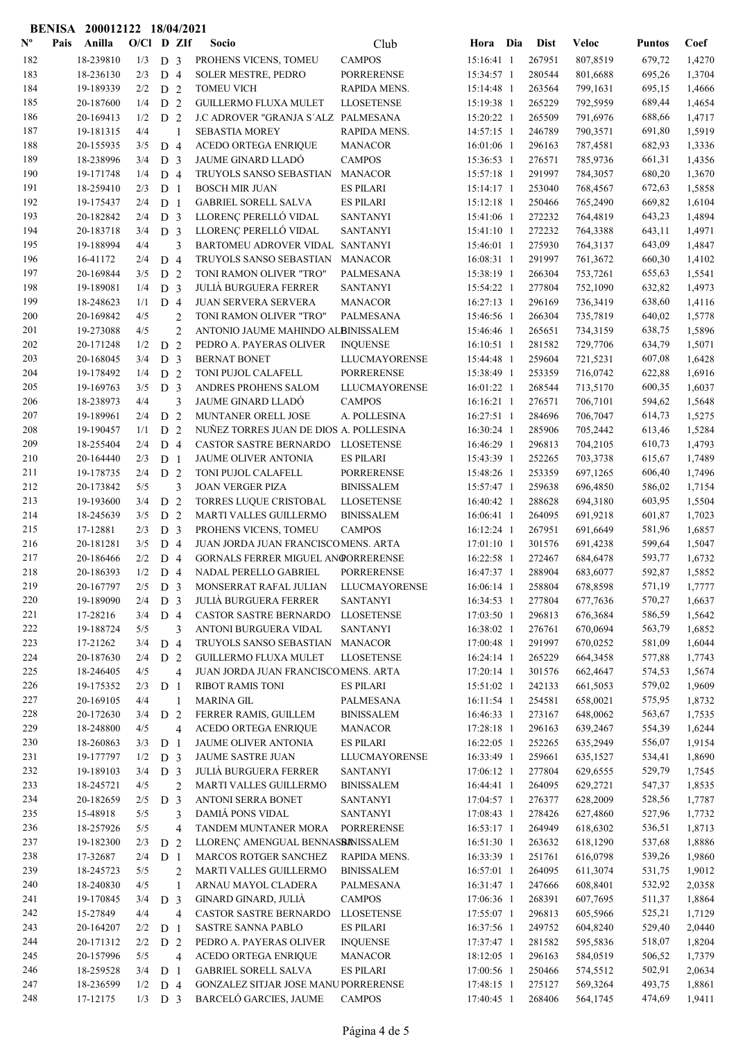**BENISA 200012122 18/04/2021**

| Nº | Pais | Anilla | O/Cl | D | ZIf | Socio | Club | Hora | Dia | Dist | Veloc | Puntos | Coef |
|---|---|---|---|---|---|---|---|---|---|---|---|---|---|
| 182 | | 18-239810 | 1/3 | D | 3 | PROHENS VICENS, TOMEU | CAMPOS | 15:16:41 | 1 | 267951 | 807,8519 | 679,72 | 1,4270 |
| 183 | | 18-236130 | 2/3 | D | 4 | SOLER MESTRE, PEDRO | PORRERENSE | 15:34:57 | 1 | 280544 | 801,6688 | 695,26 | 1,3704 |
| 184 | | 19-189339 | 2/2 | D | 2 | TOMEU VICH | RAPIDA MENS. | 15:14:48 | 1 | 263564 | 799,1631 | 695,15 | 1,4666 |
| 185 | | 20-187606 | 1/4 | D | 2 | GUILLERMO FLUXA MULET | LLOSETENSE | 15:19:38 | 1 | 265229 | 792,5959 | 689,44 | 1,4654 |
| 186 | | 20-169413 | 1/2 | D | 2 | J.C ADROVER "GRANJA S´ALZ | PALMESANA | 15:20:22 | 1 | 265509 | 791,6976 | 688,66 | 1,4717 |
| 187 | | 19-181315 | 4/4 | | 1 | SEBASTIA MOREY | RAPIDA MENS. | 14:57:15 | 1 | 246789 | 790,3571 | 691,80 | 1,5919 |
| 188 | | 20-155935 | 3/5 | D | 4 | ACEDO ORTEGA ENRIQUE | MANACOR | 16:01:06 | 1 | 296163 | 787,4581 | 682,93 | 1,3336 |
| 189 | | 18-238996 | 3/4 | D | 3 | JAUME GINARD LLADÓ | CAMPOS | 15:36:53 | 1 | 276571 | 785,9736 | 661,31 | 1,4356 |
| 190 | | 19-171748 | 1/4 | D | 4 | TRUYOLS SANSO SEBASTIAN | MANACOR | 15:57:18 | 1 | 291997 | 784,3057 | 680,20 | 1,3670 |
| 191 | | 18-259410 | 2/3 | D | 1 | BOSCH MIR JUAN | ES PILARI | 15:14:17 | 1 | 253040 | 768,4567 | 672,63 | 1,5858 |
| 192 | | 19-175437 | 2/4 | D | 1 | GABRIEL SORELL SALVA | ES PILARI | 15:12:18 | 1 | 250466 | 765,2490 | 669,82 | 1,6104 |
| 193 | | 20-182842 | 2/4 | D | 3 | LLORENÇ PERELLÓ VIDAL | SANTANYI | 15:41:06 | 1 | 272232 | 764,4819 | 643,23 | 1,4894 |
| 194 | | 20-183718 | 3/4 | D | 3 | LLORENÇ PERELLÓ VIDAL | SANTANYI | 15:41:10 | 1 | 272232 | 764,3388 | 643,11 | 1,4971 |
| 195 | | 19-188994 | 4/4 | | 3 | BARTOMEU ADROVER VIDAL | SANTANYI | 15:46:01 | 1 | 275930 | 764,3137 | 643,09 | 1,4847 |
| 196 | | 16-41172 | 2/4 | D | 4 | TRUYOLS SANSO SEBASTIAN | MANACOR | 16:08:31 | 1 | 291997 | 761,3672 | 660,30 | 1,4102 |
| 197 | | 20-169844 | 3/5 | D | 2 | TONI RAMON OLIVER "TRO" | PALMESANA | 15:38:19 | 1 | 266304 | 753,7261 | 655,63 | 1,5541 |
| 198 | | 19-189081 | 1/4 | D | 3 | JULIÀ BURGUERA FERRER | SANTANYI | 15:54:22 | 1 | 277804 | 752,1090 | 632,82 | 1,4973 |
| 199 | | 18-248623 | 1/1 | D | 4 | JUAN SERVERA SERVERA | MANACOR | 16:27:13 | 1 | 296169 | 736,3419 | 638,60 | 1,4116 |
| 200 | | 20-169842 | 4/5 | | 2 | TONI RAMON OLIVER "TRO" | PALMESANA | 15:46:56 | 1 | 266304 | 735,7819 | 640,02 | 1,5778 |
| 201 | | 19-273088 | 4/5 | | 2 | ANTONIO JAUME MAHINDO AL | BINISSALEM | 15:46:46 | 1 | 265651 | 734,3159 | 638,75 | 1,5896 |
| 202 | | 20-171248 | 1/2 | D | 2 | PEDRO A. PAYERAS OLIVER | INQUENSE | 16:10:51 | 1 | 281582 | 729,7706 | 634,79 | 1,5071 |
| 203 | | 20-168045 | 3/4 | D | 3 | BERNAT BONET | LLUCMAYORENSE | 15:44:48 | 1 | 259604 | 721,5231 | 607,08 | 1,6428 |
| 204 | | 19-178492 | 1/4 | D | 2 | TONI PUJOL CALAFELL | PORRERENSE | 15:38:49 | 1 | 253359 | 716,0742 | 622,88 | 1,6916 |
| 205 | | 19-169763 | 3/5 | D | 3 | ANDRES PROHENS SALOM | LLUCMAYORENSE | 16:01:22 | 1 | 268544 | 713,5170 | 600,35 | 1,6037 |
| 206 | | 18-238973 | 4/4 | | 3 | JAUME GINARD LLADÓ | CAMPOS | 16:16:21 | 1 | 276571 | 706,7101 | 594,62 | 1,5648 |
| 207 | | 19-189961 | 2/4 | D | 2 | MUNTANER ORELL JOSE | A. POLLESINA | 16:27:51 | 1 | 284696 | 706,7047 | 614,73 | 1,5275 |
| 208 | | 19-190457 | 1/1 | D | 2 | NUÑEZ TORRES JUAN DE DIOS | A. POLLESINA | 16:30:24 | 1 | 285906 | 705,2442 | 613,46 | 1,5284 |
| 209 | | 18-255404 | 2/4 | D | 4 | CASTOR SASTRE BERNARDO | LLOSETENSE | 16:46:29 | 1 | 296813 | 704,2105 | 610,73 | 1,4793 |
| 210 | | 20-164440 | 2/3 | D | 1 | JAUME OLIVER ANTONIA | ES PILARI | 15:43:39 | 1 | 252265 | 703,3738 | 615,67 | 1,7489 |
| 211 | | 19-178735 | 2/4 | D | 2 | TONI PUJOL CALAFELL | PORRERENSE | 15:48:26 | 1 | 253359 | 697,1265 | 606,40 | 1,7496 |
| 212 | | 20-173842 | 5/5 | | 3 | JOAN VERGER PIZA | BINISSALEM | 15:57:47 | 1 | 259638 | 696,4850 | 586,02 | 1,7154 |
| 213 | | 19-193600 | 3/4 | D | 2 | TORRES LUQUE CRISTOBAL | LLOSETENSE | 16:40:42 | 1 | 288628 | 694,3180 | 603,95 | 1,5504 |
| 214 | | 18-245639 | 3/5 | D | 2 | MARTI VALLES GUILLERMO | BINISSALEM | 16:06:41 | 1 | 264095 | 691,9218 | 601,87 | 1,7023 |
| 215 | | 17-12881 | 2/3 | D | 3 | PROHENS VICENS, TOMEU | CAMPOS | 16:12:24 | 1 | 267951 | 691,6649 | 581,96 | 1,6857 |
| 216 | | 20-181281 | 3/5 | D | 4 | JUAN JORDA JUAN FRANCISCO | MENS. ARTA | 17:01:10 | 1 | 301576 | 691,4238 | 599,64 | 1,5047 |
| 217 | | 20-186466 | 2/2 | D | 4 | GORNALS FERRER MIGUEL ANG | PORRERENSE | 16:22:58 | 1 | 272467 | 684,6478 | 593,77 | 1,6732 |
| 218 | | 20-186393 | 1/2 | D | 4 | NADAL PERELLO GABRIEL | PORRERENSE | 16:47:37 | 1 | 288904 | 683,6077 | 592,87 | 1,5852 |
| 219 | | 20-167797 | 2/5 | D | 3 | MONSERRAT RAFAL JULIAN | LLUCMAYORENSE | 16:06:14 | 1 | 258804 | 678,8598 | 571,19 | 1,7777 |
| 220 | | 19-189090 | 2/4 | D | 3 | JULIÀ BURGUERA FERRER | SANTANYI | 16:34:53 | 1 | 277804 | 677,7636 | 570,27 | 1,6637 |
| 221 | | 17-28216 | 3/4 | D | 4 | CASTOR SASTRE BERNARDO | LLOSETENSE | 17:03:50 | 1 | 296813 | 676,3684 | 586,59 | 1,5642 |
| 222 | | 19-188724 | 5/5 | | 3 | ANTONI BURGUERA VIDAL | SANTANYI | 16:38:02 | 1 | 276761 | 670,0694 | 563,79 | 1,6852 |
| 223 | | 17-21262 | 3/4 | D | 4 | TRUYOLS SANSO SEBASTIAN | MANACOR | 17:00:48 | 1 | 291997 | 670,0252 | 581,09 | 1,6044 |
| 224 | | 20-187630 | 2/4 | D | 2 | GUILLERMO FLUXA MULET | LLOSETENSE | 16:24:14 | 1 | 265229 | 664,3458 | 577,88 | 1,7743 |
| 225 | | 18-246405 | 4/5 | | 4 | JUAN JORDA JUAN FRANCISCO | MENS. ARTA | 17:20:14 | 1 | 301576 | 662,4647 | 574,53 | 1,5674 |
| 226 | | 19-175352 | 2/3 | D | 1 | RIBOT RAMIS TONI | ES PILARI | 15:51:02 | 1 | 242133 | 661,5053 | 579,02 | 1,9609 |
| 227 | | 20-169105 | 4/4 | | 1 | MARINA GIL | PALMESANA | 16:11:54 | 1 | 254581 | 658,0021 | 575,95 | 1,8732 |
| 228 | | 20-172630 | 3/4 | D | 2 | FERRER RAMIS, GUILLEM | BINISSALEM | 16:46:33 | 1 | 273167 | 648,0062 | 563,67 | 1,7535 |
| 229 | | 18-248800 | 4/5 | | 4 | ACEDO ORTEGA ENRIQUE | MANACOR | 17:28:18 | 1 | 296163 | 639,2467 | 554,39 | 1,6244 |
| 230 | | 18-260863 | 3/3 | D | 1 | JAUME OLIVER ANTONIA | ES PILARI | 16:22:05 | 1 | 252265 | 635,2949 | 556,07 | 1,9154 |
| 231 | | 19-177797 | 1/2 | D | 3 | JAUME SASTRE JUAN | LLUCMAYORENSE | 16:33:49 | 1 | 259661 | 635,1527 | 534,41 | 1,8690 |
| 232 | | 19-189103 | 3/4 | D | 3 | JULIÀ BURGUERA FERRER | SANTANYI | 17:06:12 | 1 | 277804 | 629,6555 | 529,79 | 1,7545 |
| 233 | | 18-245721 | 4/5 | | 2 | MARTI VALLES GUILLERMO | BINISSALEM | 16:44:41 | 1 | 264095 | 629,2721 | 547,37 | 1,8535 |
| 234 | | 20-182659 | 2/5 | D | 3 | ANTONI SERRA BONET | SANTANYI | 17:04:57 | 1 | 276377 | 628,2009 | 528,56 | 1,7787 |
| 235 | | 15-48918 | 5/5 | | 3 | DAMIÁ PONS VIDAL | SANTANYI | 17:08:43 | 1 | 278426 | 627,4860 | 527,96 | 1,7732 |
| 236 | | 18-257926 | 5/5 | | 4 | TANDEM MUNTANER MORA | PORRERENSE | 16:53:17 | 1 | 264949 | 618,6302 | 536,51 | 1,8713 |
| 237 | | 19-182300 | 2/3 | D | 2 | LLORENÇ AMENGUAL BENNASSA | BINISSALEM | 16:51:30 | 1 | 263632 | 618,1290 | 537,68 | 1,8886 |
| 238 | | 17-32687 | 2/4 | D | 1 | MARCOS ROTGER SANCHEZ | RAPIDA MENS. | 16:33:39 | 1 | 251761 | 616,0798 | 539,26 | 1,9860 |
| 239 | | 18-245723 | 5/5 | | 2 | MARTI VALLES GUILLERMO | BINISSALEM | 16:57:01 | 1 | 264095 | 611,3074 | 531,75 | 1,9012 |
| 240 | | 18-240830 | 4/5 | | 1 | ARNAU MAYOL CLADERA | PALMESANA | 16:31:47 | 1 | 247666 | 608,8401 | 532,92 | 2,0358 |
| 241 | | 19-170845 | 3/4 | D | 3 | GINARD GINARD, JULIÀ | CAMPOS | 17:06:36 | 1 | 268391 | 607,7695 | 511,37 | 1,8864 |
| 242 | | 15-27849 | 4/4 | | 4 | CASTOR SASTRE BERNARDO | LLOSETENSE | 17:55:07 | 1 | 296813 | 605,5966 | 525,21 | 1,7129 |
| 243 | | 20-164207 | 2/2 | D | 1 | SASTRE SANNA PABLO | ES PILARI | 16:37:56 | 1 | 249752 | 604,8240 | 529,40 | 2,0440 |
| 244 | | 20-171312 | 2/2 | D | 2 | PEDRO A. PAYERAS OLIVER | INQUENSE | 17:37:47 | 1 | 281582 | 595,5836 | 518,07 | 1,8204 |
| 245 | | 20-157995 | 5/5 | | 4 | ACEDO ORTEGA ENRIQUE | MANACOR | 18:12:05 | 1 | 296163 | 584,0519 | 506,52 | 1,7379 |
| 246 | | 18-259528 | 3/4 | D | 1 | GABRIEL SORELL SALVA | ES PILARI | 17:00:56 | 1 | 250466 | 574,5512 | 502,91 | 2,0634 |
| 247 | | 18-236599 | 1/2 | D | 4 | GONZALEZ SITJAR JOSE MANU | PORRERENSE | 17:48:15 | 1 | 275127 | 569,3264 | 493,75 | 1,8861 |
| 248 | | 17-12175 | 1/3 | D | 3 | BARCELÓ GARCIES, JAUME | CAMPOS | 17:40:45 | 1 | 268406 | 564,1745 | 474,69 | 1,9411 |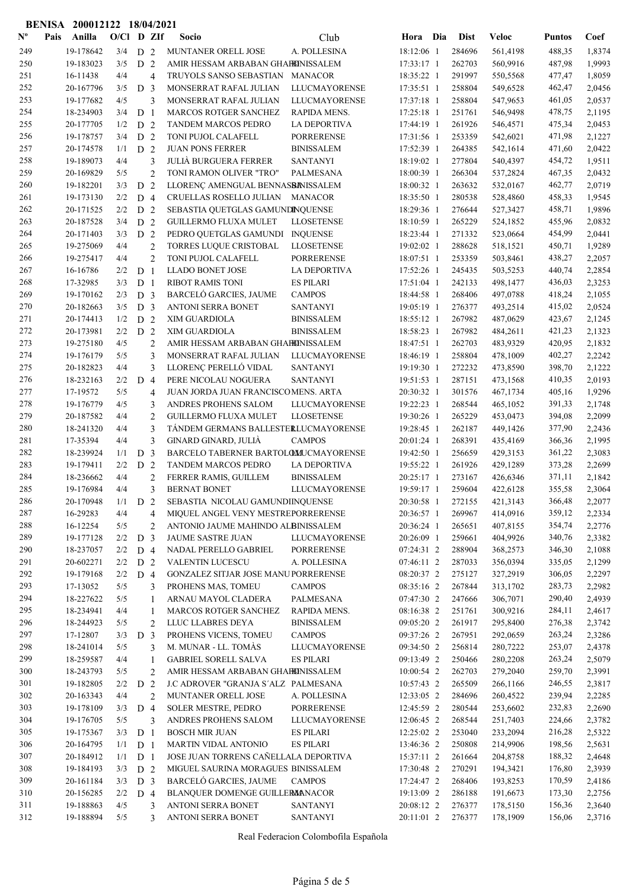**BENISA 200012122 18/04/2021**

| Nº | Pais | Anilla | O/Cl | D | ZIf | Socio | Club | Hora | Dia | Dist | Veloc | Puntos | Coef |
|---|---|---|---|---|---|---|---|---|---|---|---|---|---|
| 249 | | 19-178642 | 3/4 | D | 2 | MUNTANER ORELL JOSE | A. POLLESINA | 18:12:06 | 1 | 284696 | 561,4198 | 488,35 | 1,8374 |
| 250 | | 19-183023 | 3/5 | D | 2 | AMIR HESSAM ARBABAN GHAFI | BINISSALEM | 17:33:17 | 1 | 262703 | 560,9916 | 487,98 | 1,9993 |
| 251 | | 16-11438 | 4/4 | | 4 | TRUYOLS SANSO SEBASTIAN | MANACOR | 18:35:22 | 1 | 291997 | 550,5568 | 477,47 | 1,8059 |
| 252 | | 20-167796 | 3/5 | D | 3 | MONSERRAT RAFAL JULIAN | LLUCMAYORENSE | 17:35:51 | 1 | 258804 | 549,6528 | 462,47 | 2,0456 |
| 253 | | 19-177682 | 4/5 | | 3 | MONSERRAT RAFAL JULIAN | LLUCMAYORENSE | 17:37:18 | 1 | 258804 | 547,9653 | 461,05 | 2,0537 |
| 254 | | 18-234903 | 3/4 | D | 1 | MARCOS ROTGER SANCHEZ | RAPIDA MENS. | 17:25:18 | 1 | 251761 | 546,9498 | 478,75 | 2,1195 |
| 255 | | 20-177705 | 1/2 | D | 2 | TANDEM MARCOS PEDRO | LA DEPORTIVA | 17:44:19 | 1 | 261926 | 546,4571 | 475,34 | 2,0453 |
| 256 | | 19-178757 | 3/4 | D | 2 | TONI PUJOL CALAFELL | PORRERENSE | 17:31:56 | 1 | 253359 | 542,6021 | 471,98 | 2,1227 |
| 257 | | 20-174578 | 1/1 | D | 2 | JUAN PONS FERRER | BINISSALEM | 17:52:39 | 1 | 264285 | 542,1614 | 471,60 | 2,0422 |
| 258 | | 19-189073 | 4/4 | | 3 | JULIÀ BURGUERA FERRER | SANTANYI | 18:19:02 | 1 | 277804 | 540,4397 | 454,72 | 1,9511 |
| 259 | | 20-169829 | 5/5 | | 2 | TONI RAMON OLIVER "TRO" | PALMESANA | 18:00:39 | 1 | 266304 | 537,2824 | 467,35 | 2,0432 |
| 260 | | 19-182201 | 3/3 | D | 2 | LLORENÇ AMENGUAL BENNASSAR | BINISSALEM | 18:00:32 | 1 | 263632 | 532,0167 | 462,77 | 2,0719 |
| 261 | | 19-173130 | 2/2 | D | 4 | CRUELLAS ROSELLO JULIAN | MANACOR | 18:35:50 | 1 | 280538 | 528,4860 | 458,33 | 1,9545 |
| 262 | | 20-171525 | 2/2 | D | 2 | SEBASTIA QUETGLAS GAMUNDI | INQUENSE | 18:29:36 | 1 | 276644 | 527,3427 | 458,71 | 1,9896 |
| 263 | | 20-187528 | 3/4 | D | 2 | GUILLERMO FLUXA MULET | LLOSETENSE | 18:10:59 | 1 | 265229 | 524,1852 | 455,96 | 2,0832 |
| 264 | | 20-171403 | 3/3 | D | 2 | PEDRO QUETGLAS GAMUNDI | INQUENSE | 18:23:44 | 1 | 271332 | 523,0664 | 454,99 | 2,0441 |
| 265 | | 19-275069 | 4/4 | | 2 | TORRES LUQUE CRISTOBAL | LLOSETENSE | 19:02:02 | 1 | 288628 | 518,1521 | 450,71 | 1,9289 |
| 266 | | 19-275417 | 4/4 | | 2 | TONI PUJOL CALAFELL | PORRERENSE | 18:07:51 | 1 | 253359 | 503,8461 | 438,27 | 2,2057 |
| 267 | | 16-16786 | 2/2 | D | 1 | LLADO BONET JOSE | LA DEPORTIVA | 17:52:26 | 1 | 245435 | 503,5253 | 440,74 | 2,2854 |
| 268 | | 17-32985 | 3/3 | D | 1 | RIBOT RAMIS TONI | ES PILARI | 17:51:04 | 1 | 242133 | 498,1477 | 436,03 | 2,3253 |
| 269 | | 19-170162 | 2/3 | D | 3 | BARCELÓ GARCIES, JAUME | CAMPOS | 18:44:58 | 1 | 268406 | 497,0788 | 418,24 | 2,1055 |
| 270 | | 20-182663 | 3/5 | D | 3 | ANTONI SERRA BONET | SANTANYI | 19:05:19 | 1 | 276377 | 493,2514 | 415,02 | 2,0524 |
| 271 | | 20-174413 | 1/2 | D | 2 | XIM GUARDIOLA | BINISSALEM | 18:55:12 | 1 | 267982 | 487,0629 | 423,67 | 2,1245 |
| 272 | | 20-173981 | 2/2 | D | 2 | XIM GUARDIOLA | BINISSALEM | 18:58:23 | 1 | 267982 | 484,2611 | 421,23 | 2,1323 |
| 273 | | 19-275180 | 4/5 | | 2 | AMIR HESSAM ARBABAN GHAFI | BINISSALEM | 18:47:51 | 1 | 262703 | 483,9329 | 420,95 | 2,1832 |
| 274 | | 19-176179 | 5/5 | | 3 | MONSERRAT RAFAL JULIAN | LLUCMAYORENSE | 18:46:19 | 1 | 258804 | 478,1009 | 402,27 | 2,2242 |
| 275 | | 20-182823 | 4/4 | | 3 | LLORENÇ PERELLÓ VIDAL | SANTANYI | 19:19:30 | 1 | 272232 | 473,8590 | 398,70 | 2,1222 |
| 276 | | 18-232163 | 2/2 | D | 4 | PERE NICOLAU NOGUERA | SANTANYI | 19:51:53 | 1 | 287151 | 473,1568 | 410,35 | 2,0193 |
| 277 | | 17-19572 | 5/5 | | 4 | JUAN JORDA JUAN FRANCISCO | MENS. ARTA | 20:30:32 | 1 | 301576 | 467,1734 | 405,16 | 1,9296 |
| 278 | | 19-176779 | 4/5 | | 3 | ANDRES PROHENS SALOM | LLUCMAYORENSE | 19:22:23 | 1 | 268544 | 465,1052 | 391,33 | 2,1748 |
| 279 | | 20-187582 | 4/4 | | 2 | GUILLERMO FLUXA MULET | LLOSETENSE | 19:30:26 | 1 | 265229 | 453,0473 | 394,08 | 2,2099 |
| 280 | | 18-241320 | 4/4 | | 3 | TÁNDEM GERMANS BALLESTER | LLUCMAYORENSE | 19:28:45 | 1 | 262187 | 449,1426 | 377,90 | 2,2436 |
| 281 | | 17-35394 | 4/4 | | 3 | GINARD GINARD, JULIÀ | CAMPOS | 20:01:24 | 1 | 268391 | 435,4169 | 366,36 | 2,1995 |
| 282 | | 18-239924 | 1/1 | D | 3 | BARCELO TABERNER BARTOLOMÉ | LLUCMAYORENSE | 19:42:50 | 1 | 256659 | 429,3153 | 361,22 | 2,3083 |
| 283 | | 19-179411 | 2/2 | D | 2 | TANDEM MARCOS PEDRO | LA DEPORTIVA | 19:55:22 | 1 | 261926 | 429,1289 | 373,28 | 2,2699 |
| 284 | | 18-236662 | 4/4 | | 2 | FERRER RAMIS, GUILLEM | BINISSALEM | 20:25:17 | 1 | 273167 | 426,6346 | 371,11 | 2,1842 |
| 285 | | 19-176984 | 4/4 | | 3 | BERNAT BONET | LLUCMAYORENSE | 19:59:17 | 1 | 259604 | 422,6128 | 355,58 | 2,3064 |
| 286 | | 20-170948 | 1/1 | D | 2 | SEBASTIA NICOLAU GAMUNDI | INQUENSE | 20:30:58 | 1 | 272155 | 421,3143 | 366,48 | 2,2077 |
| 287 | | 16-29283 | 4/4 | | 4 | MIQUEL ANGEL VENY MESTRE | PORRERENSE | 20:36:57 | 1 | 269967 | 414,0916 | 359,12 | 2,2334 |
| 288 | | 16-12254 | 5/5 | | 2 | ANTONIO JAUME MAHINDO AL | BINISSALEM | 20:36:24 | 1 | 265651 | 407,8155 | 354,74 | 2,2776 |
| 289 | | 19-177128 | 2/2 | D | 3 | JAUME SASTRE JUAN | LLUCMAYORENSE | 20:26:09 | 1 | 259661 | 404,9926 | 340,76 | 2,3382 |
| 290 | | 18-237057 | 2/2 | D | 4 | NADAL PERELLO GABRIEL | PORRERENSE | 07:24:31 | 2 | 288904 | 368,2573 | 346,30 | 2,1088 |
| 291 | | 20-602271 | 2/2 | D | 2 | VALENTIN LUCESCU | A. POLLESINA | 07:46:11 | 2 | 287033 | 356,0394 | 335,05 | 2,1299 |
| 292 | | 19-179168 | 2/2 | D | 4 | GONZALEZ SITJAR JOSE MANU | PORRERENSE | 08:20:37 | 2 | 275127 | 327,2919 | 306,05 | 2,2297 |
| 293 | | 17-13052 | 5/5 | | 3 | PROHENS MAS, TOMEU | CAMPOS | 08:35:16 | 2 | 267844 | 313,1702 | 283,73 | 2,2982 |
| 294 | | 18-227622 | 5/5 | | 1 | ARNAU MAYOL CLADERA | PALMESANA | 07:47:30 | 2 | 247666 | 306,7071 | 290,40 | 2,4939 |
| 295 | | 18-234941 | 4/4 | | 1 | MARCOS ROTGER SANCHEZ | RAPIDA MENS. | 08:16:38 | 2 | 251761 | 300,9216 | 284,11 | 2,4617 |
| 296 | | 18-244923 | 5/5 | | 2 | LLUC LLABRES DEYA | BINISSALEM | 09:05:20 | 2 | 261917 | 295,8400 | 276,38 | 2,3742 |
| 297 | | 17-12807 | 3/3 | D | 3 | PROHENS VICENS, TOMEU | CAMPOS | 09:37:26 | 2 | 267951 | 292,0659 | 263,24 | 2,3286 |
| 298 | | 18-241014 | 5/5 | | 3 | M. MUNAR - LL. TOMÀS | LLUCMAYORENSE | 09:34:50 | 2 | 256814 | 280,7222 | 253,07 | 2,4378 |
| 299 | | 18-259587 | 4/4 | | 1 | GABRIEL SORELL SALVA | ES PILARI | 09:13:49 | 2 | 250466 | 280,2208 | 263,24 | 2,5079 |
| 300 | | 18-243793 | 5/5 | | 2 | AMIR HESSAM ARBABAN GHAFI | BINISSALEM | 10:00:54 | 2 | 262703 | 279,2040 | 259,70 | 2,3991 |
| 301 | | 19-182805 | 2/2 | D | 2 | J.C ADROVER "GRANJA S´ALZ | PALMESANA | 10:57:43 | 2 | 265509 | 266,1166 | 246,55 | 2,3817 |
| 302 | | 20-163343 | 4/4 | | 2 | MUNTANER ORELL JOSE | A. POLLESINA | 12:33:05 | 2 | 284696 | 260,4522 | 239,94 | 2,2285 |
| 303 | | 19-178109 | 3/3 | D | 4 | SOLER MESTRE, PEDRO | PORRERENSE | 12:45:59 | 2 | 280544 | 253,6602 | 232,83 | 2,2690 |
| 304 | | 19-176705 | 5/5 | | 3 | ANDRES PROHENS SALOM | LLUCMAYORENSE | 12:06:45 | 2 | 268544 | 251,7403 | 224,66 | 2,3782 |
| 305 | | 19-175367 | 3/3 | D | 1 | BOSCH MIR JUAN | ES PILARI | 12:25:02 | 2 | 253040 | 233,2094 | 216,28 | 2,5322 |
| 306 | | 20-164795 | 1/1 | D | 1 | MARTIN VIDAL ANTONIO | ES PILARI | 13:46:36 | 2 | 250808 | 214,9906 | 198,56 | 2,5631 |
| 307 | | 20-184912 | 1/1 | D | 1 | JOSE JUAN TORRENS CAÑELLAS | LA DEPORTIVA | 15:37:11 | 2 | 261664 | 204,8758 | 188,32 | 2,4648 |
| 308 | | 19-184193 | 3/3 | D | 2 | MIGUEL SAURINA MORAGUES | BINISSALEM | 17:30:48 | 2 | 270291 | 194,3421 | 176,80 | 2,3939 |
| 309 | | 20-161184 | 3/3 | D | 3 | BARCELÓ GARCIES, JAUME | CAMPOS | 17:24:47 | 2 | 268406 | 193,8253 | 170,59 | 2,4186 |
| 310 | | 20-156285 | 2/2 | D | 4 | BLANQUER DOMENGE GUILLERMO | MANACOR | 19:13:09 | 2 | 286188 | 191,6673 | 173,30 | 2,2756 |
| 311 | | 19-188863 | 4/5 | | 3 | ANTONI SERRA BONET | SANTANYI | 20:08:12 | 2 | 276377 | 178,5150 | 156,36 | 2,3640 |
| 312 | | 19-188894 | 5/5 | | 3 | ANTONI SERRA BONET | SANTANYI | 20:11:01 | 2 | 276377 | 178,1909 | 156,06 | 2,3716 |

Real Federacion Colombofila Española